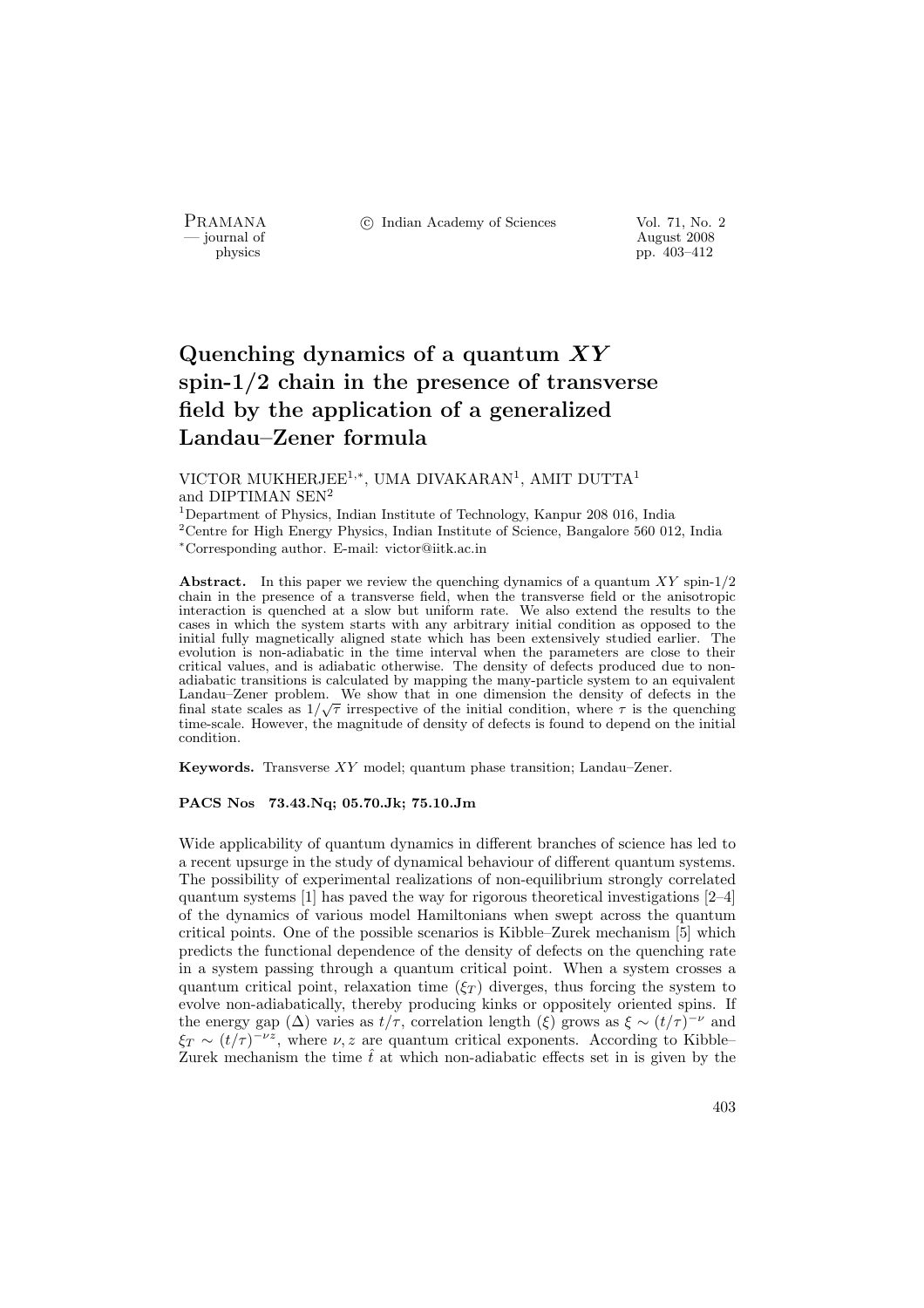# Quenching dynamics of a quantum $XY$ spin-1/2 chain in the presence of transverse field by the application of a generalized Landau–Zener formula

VICTOR MUKHERJEE[1,*], UMA DIVAKARAN[1], AMIT DUTTA[1] and DIPTIMAN SEN[2]

[1]Department of Physics, Indian Institute of Technology, Kanpur 208 016, India
[2]Centre for High Energy Physics, Indian Institute of Science, Bangalore 560 012, India
[*]Corresponding author. E-mail: victor@iitk.ac.in

**Abstract.** In this paper we review the quenching dynamics of a quantum $XY$ spin-1/2 chain in the presence of a transverse field, when the transverse field or the anisotropic interaction is quenched at a slow but uniform rate. We also extend the results to the cases in which the system starts with any arbitrary initial condition as opposed to the initial fully magnetically aligned state which has been extensively studied earlier. The evolution is non-adiabatic in the time interval when the parameters are close to their critical values, and is adiabatic otherwise. The density of defects produced due to non-adiabatic transitions is calculated by mapping the many-particle system to an equivalent Landau–Zener problem. We show that in one dimension the density of defects in the final state scales as $1/\sqrt{\tau}$ irrespective of the initial condition, where $\tau$ is the quenching time-scale. However, the magnitude of density of defects is found to depend on the initial condition.

**Keywords.** Transverse $XY$ model; quantum phase transition; Landau–Zener.

**PACS Nos 73.43.Nq; 05.70.Jk; 75.10.Jm**

Wide applicability of quantum dynamics in different branches of science has led to a recent upsurge in the study of dynamical behaviour of different quantum systems. The possibility of experimental realizations of non-equilibrium strongly correlated quantum systems [1] has paved the way for rigorous theoretical investigations [2–4] of the dynamics of various model Hamiltonians when swept across the quantum critical points. One of the possible scenarios is Kibble–Zurek mechanism [5] which predicts the functional dependence of the density of defects on the quenching rate in a system passing through a quantum critical point. When a system crosses a quantum critical point, relaxation time ($\xi_T$) diverges, thus forcing the system to evolve non-adiabatically, thereby producing kinks or oppositely oriented spins. If the energy gap ($\Delta$) varies as $t/\tau$, correlation length ($\xi$) grows as $\xi \sim (t/\tau)^{-\nu}$ and $\xi_T \sim (t/\tau)^{-\nu z}$, where $\nu, z$ are quantum critical exponents. According to Kibble–Zurek mechanism the time $\hat{t}$ at which non-adiabatic effects set in is given by the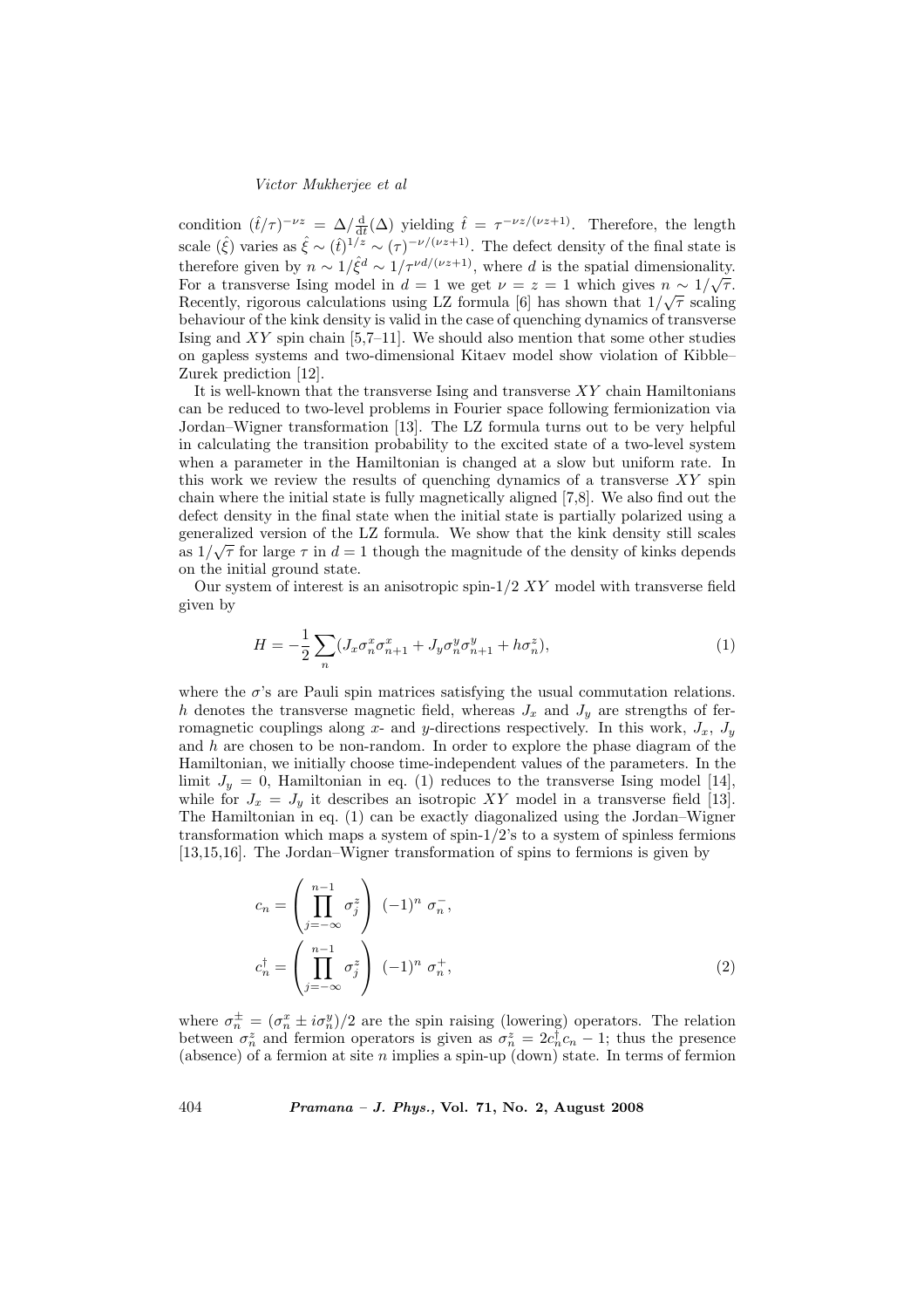condition $(\hat{t}/\tau)^{-\nu z} = \Delta/\frac{\mathrm{d}}{\mathrm{d}t}(\Delta)$ yielding $\hat{t} = \tau^{-\nu z/(\nu z+1)}$. Therefore, the length scale $(\hat{\xi})$ varies as $\hat{\xi} \sim (\hat{t})^{1/z} \sim (\tau)^{-\nu/(\nu z+1)}$. The defect density of the final state is therefore given by $n \sim 1/\hat{\xi}^d \sim 1/\tau^{\nu d/(\nu z+1)}$, where $d$ is the spatial dimensionality. For a transverse Ising model in $d = 1$ we get $\nu = z = 1$ which gives $n \sim 1/\sqrt{\tau}$. Recently, rigorous calculations using LZ formula [6] has shown that $1/\sqrt{\tau}$ scaling behaviour of the kink density is valid in the case of quenching dynamics of transverse Ising and $XY$ spin chain [5,7–11]. We should also mention that some other studies on gapless systems and two-dimensional Kitaev model show violation of Kibble–Zurek prediction [12].

It is well-known that the transverse Ising and transverse $XY$ chain Hamiltonians can be reduced to two-level problems in Fourier space following fermionization via Jordan–Wigner transformation [13]. The LZ formula turns out to be very helpful in calculating the transition probability to the excited state of a two-level system when a parameter in the Hamiltonian is changed at a slow but uniform rate. In this work we review the results of quenching dynamics of a transverse $XY$ spin chain where the initial state is fully magnetically aligned [7,8]. We also find out the defect density in the final state when the initial state is partially polarized using a generalized version of the LZ formula. We show that the kink density still scales as $1/\sqrt{\tau}$ for large $\tau$ in $d = 1$ though the magnitude of the density of kinks depends on the initial ground state.

Our system of interest is an anisotropic spin-1/2 $XY$ model with transverse field given by

$$H = -\frac{1}{2}\sum_n (J_x \sigma_n^x \sigma_{n+1}^x + J_y \sigma_n^y \sigma_{n+1}^y + h\sigma_n^z), \tag{1}$$

where the $\sigma$'s are Pauli spin matrices satisfying the usual commutation relations. $h$ denotes the transverse magnetic field, whereas $J_x$ and $J_y$ are strengths of ferromagnetic couplings along $x$- and $y$-directions respectively. In this work, $J_x$, $J_y$ and $h$ are chosen to be non-random. In order to explore the phase diagram of the Hamiltonian, we initially choose time-independent values of the parameters. In the limit $J_y = 0$, Hamiltonian in eq. (1) reduces to the transverse Ising model [14], while for $J_x = J_y$ it describes an isotropic $XY$ model in a transverse field [13]. The Hamiltonian in eq. (1) can be exactly diagonalized using the Jordan–Wigner transformation which maps a system of spin-1/2's to a system of spinless fermions [13,15,16]. The Jordan–Wigner transformation of spins to fermions is given by

$$\begin{aligned}
c_n &= \left(\prod_{j=-\infty}^{n-1} \sigma_j^z\right) \; (-1)^n \; \sigma_n^-, \\
c_n^\dagger &= \left(\prod_{j=-\infty}^{n-1} \sigma_j^z\right) \; (-1)^n \; \sigma_n^+,
\end{aligned} \tag{2}$$

where $\sigma_n^\pm = (\sigma_n^x \pm i\sigma_n^y)/2$ are the spin raising (lowering) operators. The relation between $\sigma_n^z$ and fermion operators is given as $\sigma_n^z = 2c_n^\dagger c_n - 1$; thus the presence (absence) of a fermion at site $n$ implies a spin-up (down) state. In terms of fermion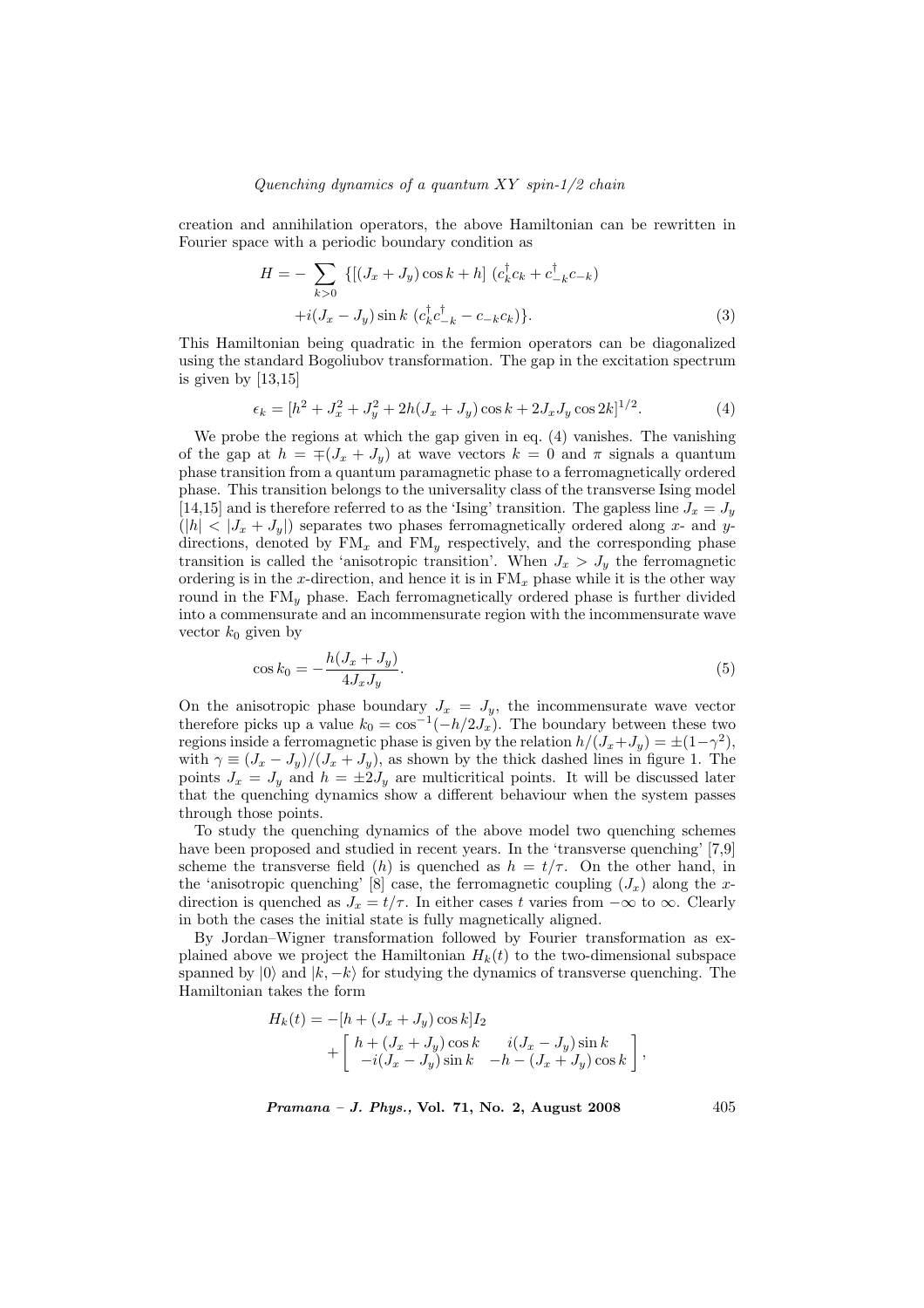creation and annihilation operators, the above Hamiltonian can be rewritten in Fourier space with a periodic boundary condition as

$$H = -\sum_{k>0} \{[(J_x + J_y)\cos k + h]\ (c_k^\dagger c_k + c_{-k}^\dagger c_{-k}) \\ + i(J_x - J_y)\sin k\ (c_k^\dagger c_{-k}^\dagger - c_{-k}c_k)\}. \tag{3}$$

This Hamiltonian being quadratic in the fermion operators can be diagonalized using the standard Bogoliubov transformation. The gap in the excitation spectrum is given by [13,15]

$$\epsilon_k = [h^2 + J_x^2 + J_y^2 + 2h(J_x + J_y)\cos k + 2J_x J_y \cos 2k]^{1/2}. \tag{4}$$

We probe the regions at which the gap given in eq. (4) vanishes. The vanishing of the gap at $h = \mp(J_x + J_y)$ at wave vectors $k = 0$ and $\pi$ signals a quantum phase transition from a quantum paramagnetic phase to a ferromagnetically ordered phase. This transition belongs to the universality class of the transverse Ising model [14,15] and is therefore referred to as the 'Ising' transition. The gapless line $J_x = J_y$ ($|h| < |J_x + J_y|$) separates two phases ferromagnetically ordered along $x$- and $y$-directions, denoted by $\mathrm{FM}_x$ and $\mathrm{FM}_y$ respectively, and the corresponding phase transition is called the 'anisotropic transition'. When $J_x > J_y$ the ferromagnetic ordering is in the $x$-direction, and hence it is in $\mathrm{FM}_x$ phase while it is the other way round in the $\mathrm{FM}_y$ phase. Each ferromagnetically ordered phase is further divided into a commensurate and an incommensurate region with the incommensurate wave vector $k_0$ given by

$$\cos k_0 = -\frac{h(J_x + J_y)}{4J_x J_y}. \tag{5}$$

On the anisotropic phase boundary $J_x = J_y$, the incommensurate wave vector therefore picks up a value $k_0 = \cos^{-1}(-h/2J_x)$. The boundary between these two regions inside a ferromagnetic phase is given by the relation $h/(J_x+J_y) = \pm(1-\gamma^2)$, with $\gamma \equiv (J_x - J_y)/(J_x + J_y)$, as shown by the thick dashed lines in figure 1. The points $J_x = J_y$ and $h = \pm 2J_y$ are multicritical points. It will be discussed later that the quenching dynamics show a different behaviour when the system passes through those points.

To study the quenching dynamics of the above model two quenching schemes have been proposed and studied in recent years. In the 'transverse quenching' [7,9] scheme the transverse field ($h$) is quenched as $h = t/\tau$. On the other hand, in the 'anisotropic quenching' [8] case, the ferromagnetic coupling ($J_x$) along the $x$-direction is quenched as $J_x = t/\tau$. In either cases $t$ varies from $-\infty$ to $\infty$. Clearly in both the cases the initial state is fully magnetically aligned.

By Jordan–Wigner transformation followed by Fourier transformation as explained above we project the Hamiltonian $H_k(t)$ to the two-dimensional subspace spanned by $|0\rangle$ and $|k, -k\rangle$ for studying the dynamics of transverse quenching. The Hamiltonian takes the form

$$H_k(t) = -[h + (J_x + J_y)\cos k]I_2 \\ + \begin{bmatrix} h + (J_x + J_y)\cos k & i(J_x - J_y)\sin k \\ -i(J_x - J_y)\sin k & -h - (J_x + J_y)\cos k \end{bmatrix},$$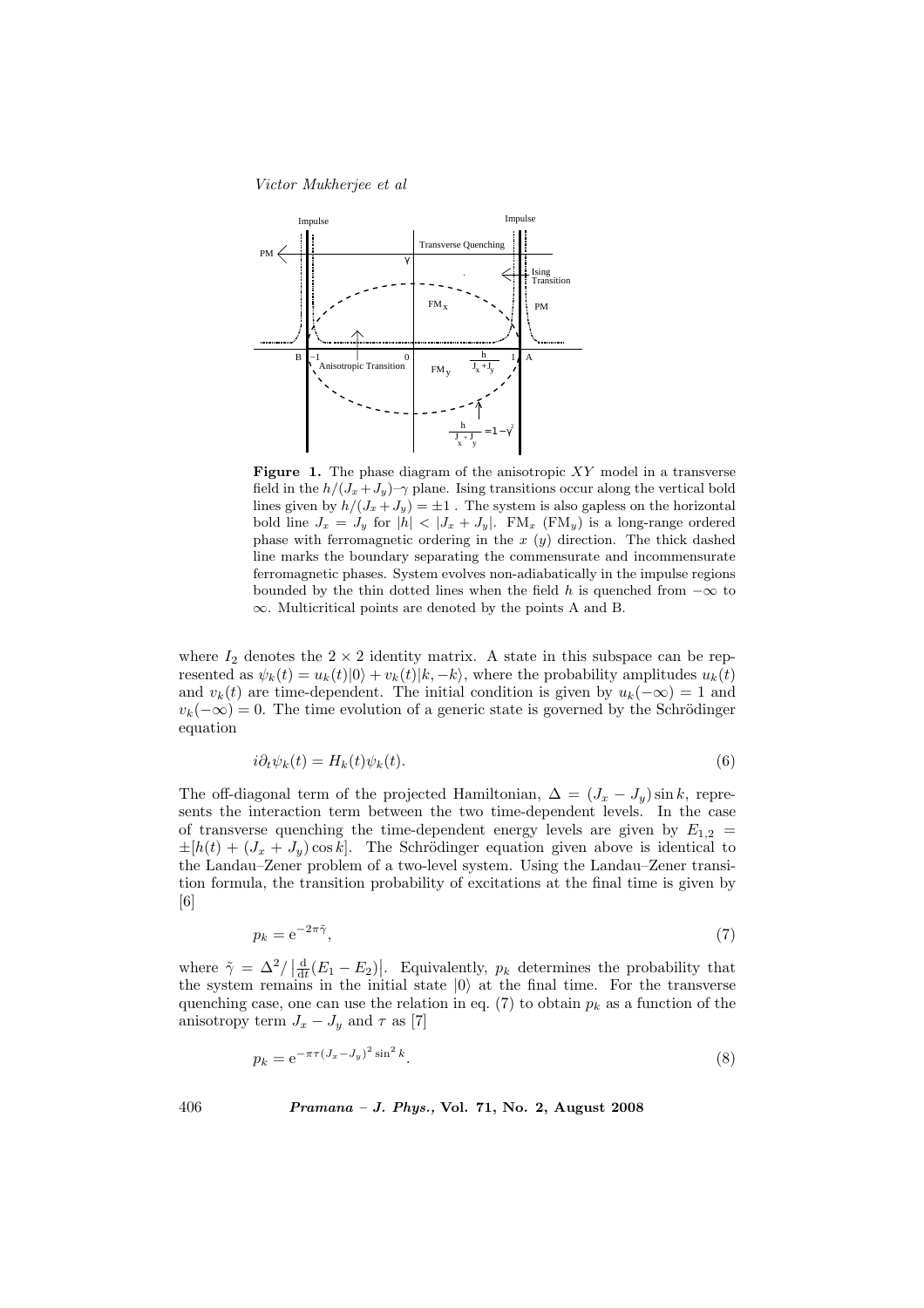**Figure 1.** The phase diagram of the anisotropic $XY$ model in a transverse field in the $h/(J_x+J_y)$–$\gamma$ plane. Ising transitions occur along the vertical bold lines given by $h/(J_x+J_y) = \pm 1$ . The system is also gapless on the horizontal bold line $J_x = J_y$ for $|h| < |J_x + J_y|$. $\mathrm{FM}_x$ ($\mathrm{FM}_y$) is a long-range ordered phase with ferromagnetic ordering in the $x$ ($y$) direction. The thick dashed line marks the boundary separating the commensurate and incommensurate ferromagnetic phases. System evolves non-adiabatically in the impulse regions bounded by the thin dotted lines when the field $h$ is quenched from $-\infty$ to $\infty$. Multicritical points are denoted by the points A and B.

where $I_2$ denotes the $2\times 2$ identity matrix. A state in this subspace can be represented as $\psi_k(t) = u_k(t)|0\rangle + v_k(t)|k,-k\rangle$, where the probability amplitudes $u_k(t)$ and $v_k(t)$ are time-dependent. The initial condition is given by $u_k(-\infty) = 1$ and $v_k(-\infty) = 0$. The time evolution of a generic state is governed by the Schrödinger equation

$$i\partial_t \psi_k(t) = H_k(t)\psi_k(t). \tag{6}$$

The off-diagonal term of the projected Hamiltonian, $\Delta = (J_x - J_y)\sin k$, represents the interaction term between the two time-dependent levels. In the case of transverse quenching the time-dependent energy levels are given by $E_{1,2} = \pm[h(t) + (J_x + J_y)\cos k]$. The Schrödinger equation given above is identical to the Landau–Zener problem of a two-level system. Using the Landau–Zener transition formula, the transition probability of excitations at the final time is given by [6]

$$p_k = \mathrm{e}^{-2\pi\tilde{\gamma}}, \tag{7}$$

where $\tilde{\gamma} = \Delta^2/\left|\frac{\mathrm{d}}{\mathrm{d}t}(E_1 - E_2)\right|$. Equivalently, $p_k$ determines the probability that the system remains in the initial state $|0\rangle$ at the final time. For the transverse quenching case, one can use the relation in eq. (7) to obtain $p_k$ as a function of the anisotropy term $J_x - J_y$ and $\tau$ as [7]

$$p_k = \mathrm{e}^{-\pi\tau(J_x - J_y)^2\sin^2 k}. \tag{8}$$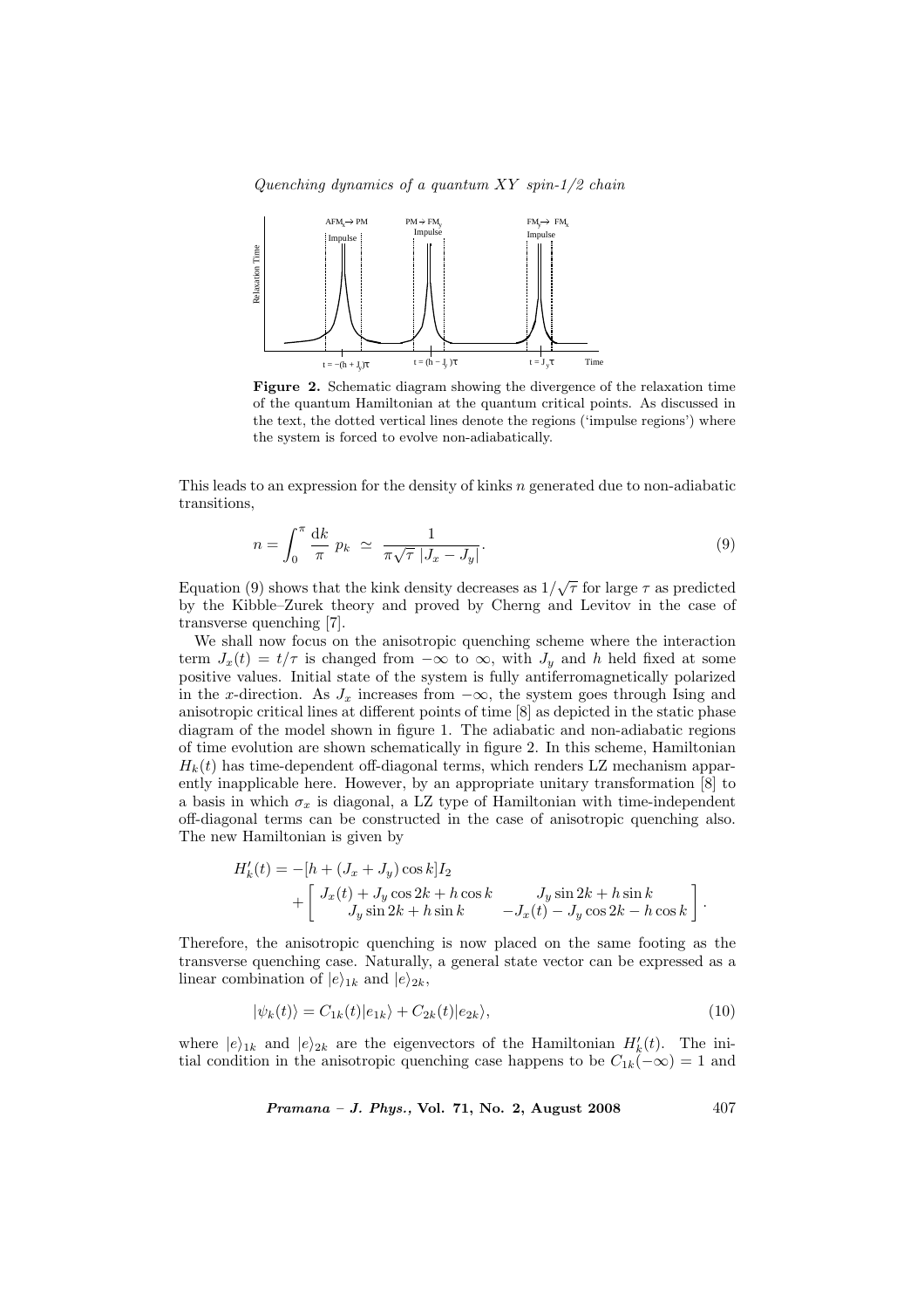**Figure 2.** Schematic diagram showing the divergence of the relaxation time of the quantum Hamiltonian at the quantum critical points. As discussed in the text, the dotted vertical lines denote the regions ('impulse regions') where the system is forced to evolve non-adiabatically.

This leads to an expression for the density of kinks $n$ generated due to non-adiabatic transitions,

$$n = \int_0^{\pi} \frac{\mathrm{d}k}{\pi}\ p_k \ \simeq \ \frac{1}{\pi\sqrt{\tau}\ |J_x - J_y|}. \tag{9}$$

Equation (9) shows that the kink density decreases as $1/\sqrt{\tau}$ for large $\tau$ as predicted by the Kibble–Zurek theory and proved by Cherng and Levitov in the case of transverse quenching [7].

We shall now focus on the anisotropic quenching scheme where the interaction term $J_x(t) = t/\tau$ is changed from $-\infty$ to $\infty$, with $J_y$ and $h$ held fixed at some positive values. Initial state of the system is fully antiferromagnetically polarized in the $x$-direction. As $J_x$ increases from $-\infty$, the system goes through Ising and anisotropic critical lines at different points of time [8] as depicted in the static phase diagram of the model shown in figure 1. The adiabatic and non-adiabatic regions of time evolution are shown schematically in figure 2. In this scheme, Hamiltonian $H_k(t)$ has time-dependent off-diagonal terms, which renders LZ mechanism apparently inapplicable here. However, by an appropriate unitary transformation [8] to a basis in which $\sigma_x$ is diagonal, a LZ type of Hamiltonian with time-independent off-diagonal terms can be constructed in the case of anisotropic quenching also. The new Hamiltonian is given by

$$H'_k(t) = -[h + (J_x + J_y)\cos k] I_2 + \begin{bmatrix} J_x(t) + J_y \cos 2k + h\cos k & J_y \sin 2k + h \sin k \\ J_y \sin 2k + h \sin k & -J_x(t) - J_y \cos 2k - h \cos k \end{bmatrix}.$$

Therefore, the anisotropic quenching is now placed on the same footing as the transverse quenching case. Naturally, a general state vector can be expressed as a linear combination of $|e\rangle_{1k}$ and $|e\rangle_{2k}$,

$$|\psi_k(t)\rangle = C_{1k}(t)|e_{1k}\rangle + C_{2k}(t)|e_{2k}\rangle, \tag{10}$$

where $|e\rangle_{1k}$ and $|e\rangle_{2k}$ are the eigenvectors of the Hamiltonian $H'_k(t)$. The initial condition in the anisotropic quenching case happens to be $C_{1k}(-\infty) = 1$ and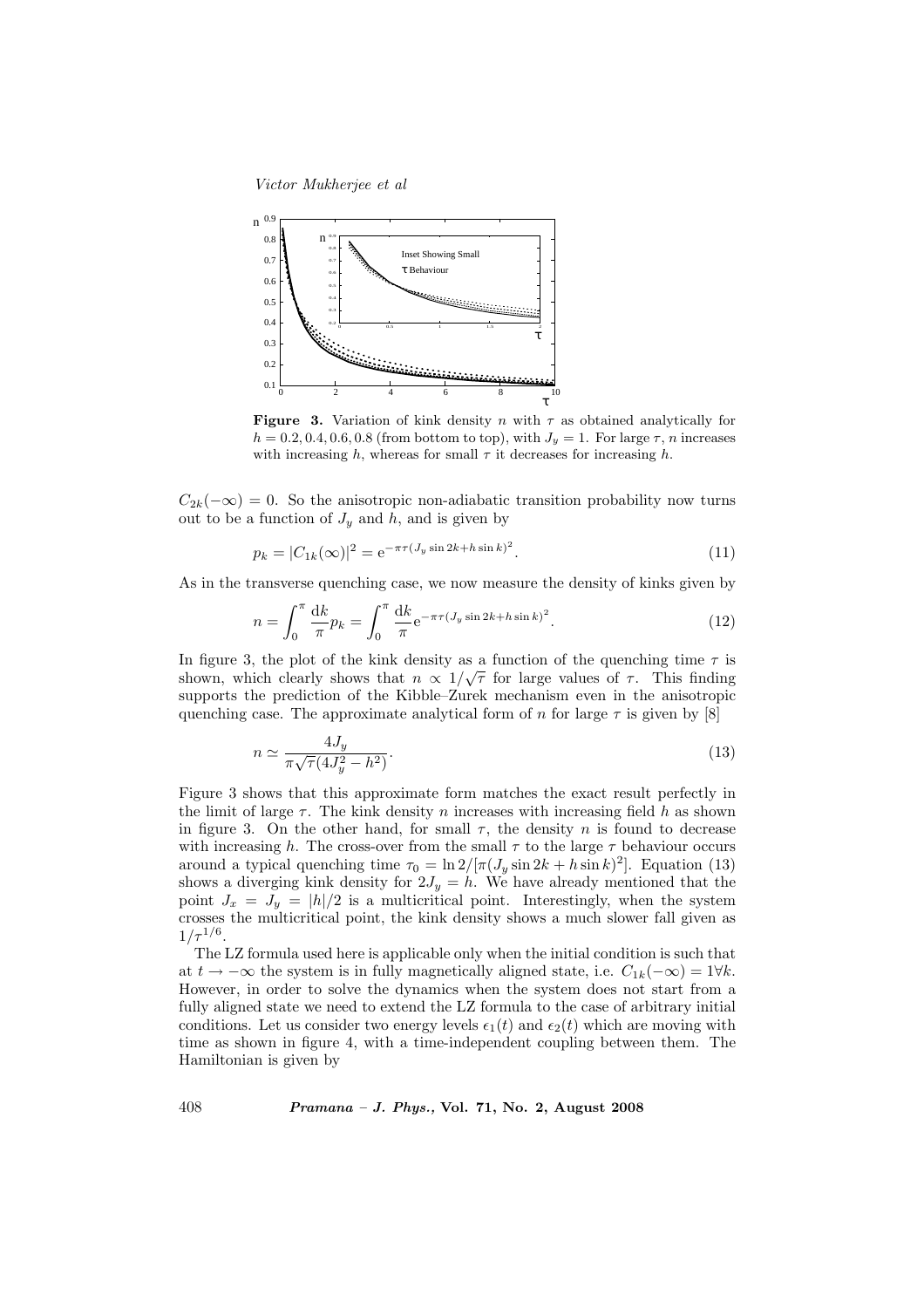**Figure 3.** Variation of kink density $n$ with $\tau$ as obtained analytically for $h = 0.2, 0.4, 0.6, 0.8$ (from bottom to top), with $J_y = 1$. For large $\tau$, $n$ increases with increasing $h$, whereas for small $\tau$ it decreases for increasing $h$.

$C_{2k}(-\infty) = 0$. So the anisotropic non-adiabatic transition probability now turns out to be a function of $J_y$ and $h$, and is given by

$$p_k = |C_{1k}(\infty)|^2 = \mathrm{e}^{-\pi\tau(J_y \sin 2k + h \sin k)^2}. \tag{11}$$

As in the transverse quenching case, we now measure the density of kinks given by

$$n = \int_0^{\pi} \frac{\mathrm{d}k}{\pi} p_k = \int_0^{\pi} \frac{\mathrm{d}k}{\pi} \mathrm{e}^{-\pi\tau(J_y \sin 2k + h \sin k)^2}. \tag{12}$$

In figure 3, the plot of the kink density as a function of the quenching time $\tau$ is shown, which clearly shows that $n \propto 1/\sqrt{\tau}$ for large values of $\tau$. This finding supports the prediction of the Kibble–Zurek mechanism even in the anisotropic quenching case. The approximate analytical form of $n$ for large $\tau$ is given by [8]

$$n \simeq \frac{4J_y}{\pi\sqrt{\tau}(4J_y^2 - h^2)}. \tag{13}$$

Figure 3 shows that this approximate form matches the exact result perfectly in the limit of large $\tau$. The kink density $n$ increases with increasing field $h$ as shown in figure 3. On the other hand, for small $\tau$, the density $n$ is found to decrease with increasing $h$. The cross-over from the small $\tau$ to the large $\tau$ behaviour occurs around a typical quenching time $\tau_0 = \ln 2/[\pi(J_y \sin 2k + h \sin k)^2]$. Equation (13) shows a diverging kink density for $2J_y = h$. We have already mentioned that the point $J_x = J_y = |h|/2$ is a multicritical point. Interestingly, when the system crosses the multicritical point, the kink density shows a much slower fall given as $1/\tau^{1/6}$.

The LZ formula used here is applicable only when the initial condition is such that at $t \to -\infty$ the system is in fully magnetically aligned state, i.e. $C_{1k}(-\infty) = 1 \forall k$. However, in order to solve the dynamics when the system does not start from a fully aligned state we need to extend the LZ formula to the case of arbitrary initial conditions. Let us consider two energy levels $\epsilon_1(t)$ and $\epsilon_2(t)$ which are moving with time as shown in figure 4, with a time-independent coupling between them. The Hamiltonian is given by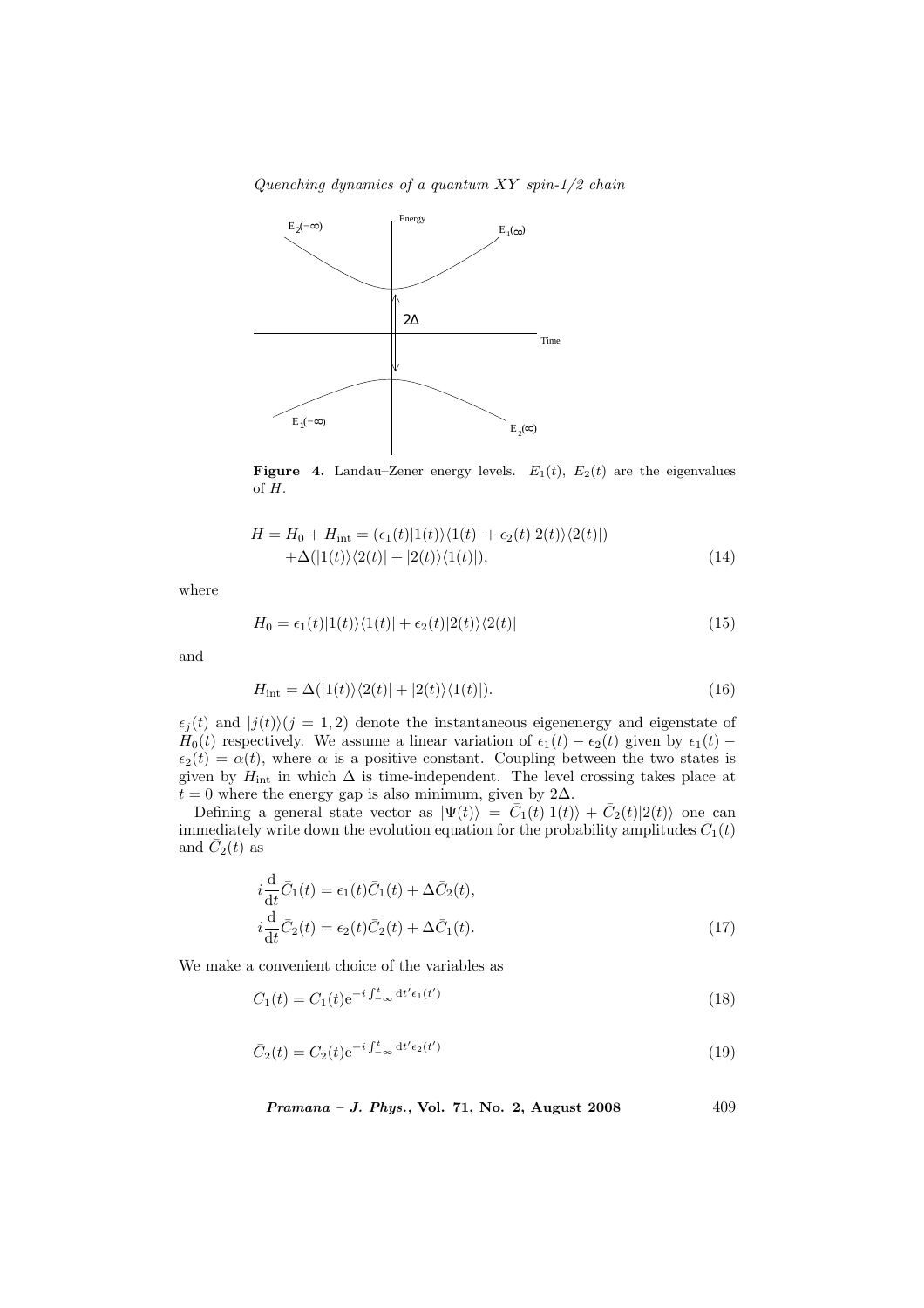**Figure 4.** Landau–Zener energy levels. $E_1(t)$, $E_2(t)$ are the eigenvalues of $H$.

$$
\begin{aligned}
H = H_0 + H_{\text{int}} = & (\epsilon_1(t)|1(t)\rangle\langle 1(t)| + \epsilon_2(t)|2(t)\rangle\langle 2(t)|) \\
& + \Delta(|1(t)\rangle\langle 2(t)| + |2(t)\rangle\langle 1(t)|),
\end{aligned} \tag{14}
$$

where

$$
H_0 = \epsilon_1(t)|1(t)\rangle\langle 1(t)| + \epsilon_2(t)|2(t)\rangle\langle 2(t)| \tag{15}
$$

and

$$
H_{\text{int}} = \Delta(|1(t)\rangle\langle 2(t)| + |2(t)\rangle\langle 1(t)|). \tag{16}
$$

$\epsilon_j(t)$ and $|j(t)\rangle (j = 1, 2)$ denote the instantaneous eigenenergy and eigenstate of $H_0(t)$ respectively. We assume a linear variation of $\epsilon_1(t) - \epsilon_2(t)$ given by $\epsilon_1(t) - \epsilon_2(t) = \alpha(t)$, where $\alpha$ is a positive constant. Coupling between the two states is given by $H_{\text{int}}$ in which $\Delta$ is time-independent. The level crossing takes place at $t = 0$ where the energy gap is also minimum, given by $2\Delta$.

Defining a general state vector as $|\Psi(t)\rangle = \bar{C}_1(t)|1(t)\rangle + \bar{C}_2(t)|2(t)\rangle$ one can immediately write down the evolution equation for the probability amplitudes $\bar{C}_1(t)$ and $\bar{C}_2(t)$ as

$$
\begin{aligned}
& i\frac{\mathrm{d}}{\mathrm{d}t}\bar{C}_1(t) = \epsilon_1(t)\bar{C}_1(t) + \Delta\bar{C}_2(t), \\
& i\frac{\mathrm{d}}{\mathrm{d}t}\bar{C}_2(t) = \epsilon_2(t)\bar{C}_2(t) + \Delta\bar{C}_1(t).
\end{aligned} \tag{17}
$$

We make a convenient choice of the variables as

$$
\bar{C}_1(t) = C_1(t)\mathrm{e}^{-i\int_{-\infty}^{t} \mathrm{d}t'\epsilon_1(t')} \tag{18}
$$

$$
\bar{C}_2(t) = C_2(t)\mathrm{e}^{-i\int_{-\infty}^{t} \mathrm{d}t'\epsilon_2(t')} \tag{19}
$$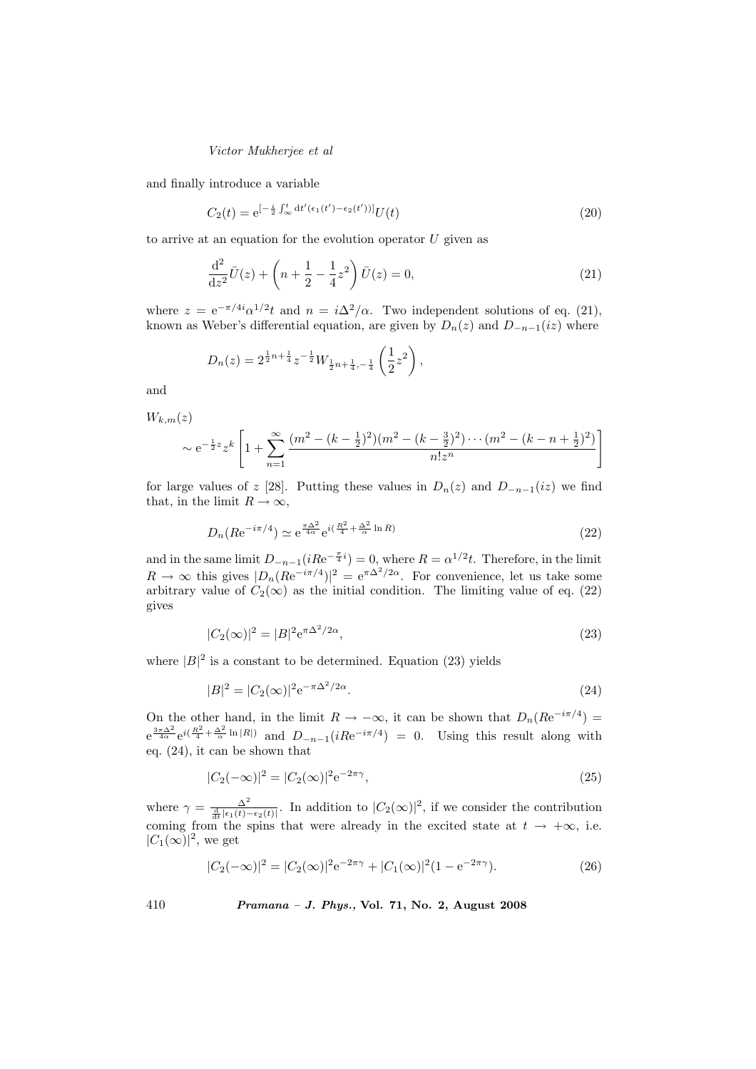and finally introduce a variable

$$C_2(t) = \mathrm{e}^{[-\frac{i}{2}\int_\infty^t \mathrm{d}t'(\epsilon_1(t')-\epsilon_2(t'))]}U(t) \tag{20}$$

to arrive at an equation for the evolution operator $U$ given as

$$\frac{\mathrm{d}^2}{\mathrm{d}z^2}\bar{U}(z) + \left(n + \frac{1}{2} - \frac{1}{4}z^2\right)\bar{U}(z) = 0, \tag{21}$$

where $z = \mathrm{e}^{-\pi/4i}\alpha^{1/2}t$ and $n = i\Delta^2/\alpha$. Two independent solutions of eq. (21), known as Weber's differential equation, are given by $D_n(z)$ and $D_{-n-1}(iz)$ where

$$D_n(z) = 2^{\frac{1}{2}n+\frac{1}{4}}z^{-\frac{1}{2}}W_{\frac{1}{2}n+\frac{1}{4},-\frac{1}{4}}\left(\frac{1}{2}z^2\right),$$

and

$$W_{k,m}(z) \sim \mathrm{e}^{-\frac{1}{2}z}z^k\left[1 + \sum_{n=1}^{\infty}\frac{(m^2-(k-\frac{1}{2})^2)(m^2-(k-\frac{3}{2})^2)\cdots(m^2-(k-n+\frac{1}{2})^2)}{n!z^n}\right]$$

for large values of $z$ [28]. Putting these values in $D_n(z)$ and $D_{-n-1}(iz)$ we find that, in the limit $R \to \infty$,

$$D_n(R\mathrm{e}^{-i\pi/4}) \simeq \mathrm{e}^{\frac{\pi\Delta^2}{4\alpha}}\mathrm{e}^{i(\frac{R^2}{4}+\frac{\Delta^2}{\alpha}\ln R)} \tag{22}$$

and in the same limit $D_{-n-1}(iR\mathrm{e}^{-\frac{\pi}{4}i}) = 0$, where $R = \alpha^{1/2}t$. Therefore, in the limit $R \to \infty$ this gives $|D_n(R\mathrm{e}^{-i\pi/4})|^2 = \mathrm{e}^{\pi\Delta^2/2\alpha}$. For convenience, let us take some arbitrary value of $C_2(\infty)$ as the initial condition. The limiting value of eq. (22) gives

$$|C_2(\infty)|^2 = |B|^2\mathrm{e}^{\pi\Delta^2/2\alpha}, \tag{23}$$

where $|B|^2$ is a constant to be determined. Equation (23) yields

$$|B|^2 = |C_2(\infty)|^2\mathrm{e}^{-\pi\Delta^2/2\alpha}. \tag{24}$$

On the other hand, in the limit $R \to -\infty$, it can be shown that $D_n(R\mathrm{e}^{-i\pi/4}) = \mathrm{e}^{\frac{3\pi\Delta^2}{4\alpha}}\mathrm{e}^{i(\frac{R^2}{4}+\frac{\Delta^2}{\alpha}\ln|R|)}$ and $D_{-n-1}(iR\mathrm{e}^{-i\pi/4}) = 0$. Using this result along with eq. (24), it can be shown that

$$|C_2(-\infty)|^2 = |C_2(\infty)|^2\mathrm{e}^{-2\pi\gamma}, \tag{25}$$

where $\gamma = \frac{\Delta^2}{\frac{\mathrm{d}}{\mathrm{d}t}|\epsilon_1(t)-\epsilon_2(t)|}$. In addition to $|C_2(\infty)|^2$, if we consider the contribution coming from the spins that were already in the excited state at $t \to +\infty$, i.e. $|C_1(\infty)|^2$, we get

$$|C_2(-\infty)|^2 = |C_2(\infty)|^2\mathrm{e}^{-2\pi\gamma} + |C_1(\infty)|^2(1-\mathrm{e}^{-2\pi\gamma}). \tag{26}$$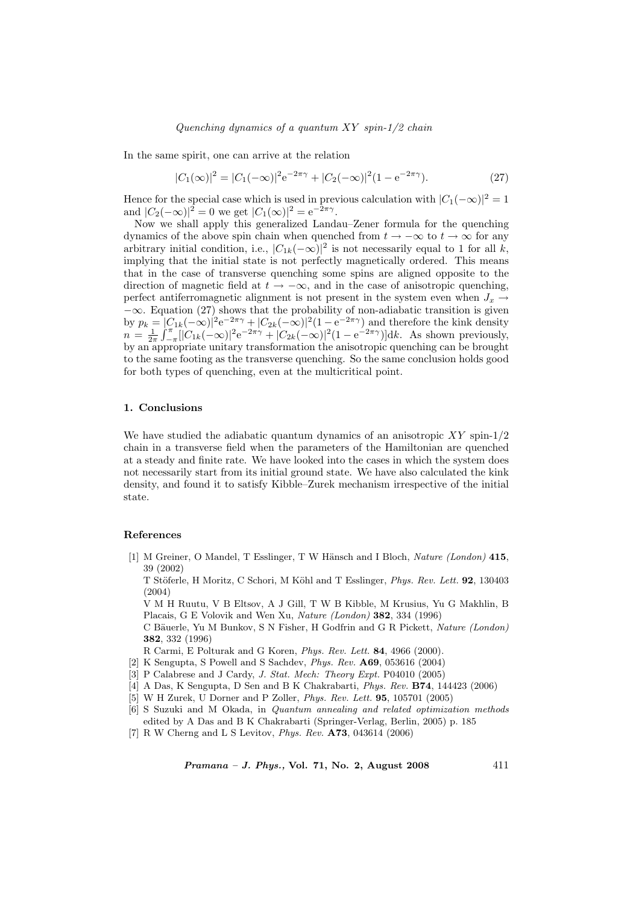In the same spirit, one can arrive at the relation

$$|C_1(\infty)|^2 = |C_1(-\infty)|^2 \mathrm{e}^{-2\pi\gamma} + |C_2(-\infty)|^2 (1 - \mathrm{e}^{-2\pi\gamma}). \tag{27}$$

Hence for the special case which is used in previous calculation with $|C_1(-\infty)|^2 = 1$ and $|C_2(-\infty)|^2 = 0$ we get $|C_1(\infty)|^2 = \mathrm{e}^{-2\pi\gamma}$.

Now we shall apply this generalized Landau–Zener formula for the quenching dynamics of the above spin chain when quenched from $t \to -\infty$ to $t \to \infty$ for any arbitrary initial condition, i.e., $|C_{1k}(-\infty)|^2$ is not necessarily equal to 1 for all $k$, implying that the initial state is not perfectly magnetically ordered. This means that in the case of transverse quenching some spins are aligned opposite to the direction of magnetic field at $t \to -\infty$, and in the case of anisotropic quenching, perfect antiferromagnetic alignment is not present in the system even when $J_x \to -\infty$. Equation (27) shows that the probability of non-adiabatic transition is given by $p_k = |C_{1k}(-\infty)|^2 \mathrm{e}^{-2\pi\gamma} + |C_{2k}(-\infty)|^2 (1 - \mathrm{e}^{-2\pi\gamma})$ and therefore the kink density $n = \frac{1}{2\pi} \int_{-\pi}^{\pi} [|C_{1k}(-\infty)|^2 \mathrm{e}^{-2\pi\gamma} + |C_{2k}(-\infty)|^2 (1 - \mathrm{e}^{-2\pi\gamma})] \mathrm{d}k$. As shown previously, by an appropriate unitary transformation the anisotropic quenching can be brought to the same footing as the transverse quenching. So the same conclusion holds good for both types of quenching, even at the multicritical point.

## 1. Conclusions

We have studied the adiabatic quantum dynamics of an anisotropic $XY$ spin-1/2 chain in a transverse field when the parameters of the Hamiltonian are quenched at a steady and finite rate. We have looked into the cases in which the system does not necessarily start from its initial ground state. We have also calculated the kink density, and found it to satisfy Kibble–Zurek mechanism irrespective of the initial state.

## References

[1] M Greiner, O Mandel, T Esslinger, T W Hänsch and I Bloch, *Nature (London)* **415**, 39 (2002)
T Stöferle, H Moritz, C Schori, M Köhl and T Esslinger, *Phys. Rev. Lett.* **92**, 130403 (2004)
V M H Ruutu, V B Eltsov, A J Gill, T W B Kibble, M Krusius, Yu G Makhlin, B Placais, G E Volovik and Wen Xu, *Nature (London)* **382**, 334 (1996)
C Bäuerle, Yu M Bunkov, S N Fisher, H Godfrin and G R Pickett, *Nature (London)* **382**, 332 (1996)
R Carmi, E Polturak and G Koren, *Phys. Rev. Lett.* **84**, 4966 (2000).

[2] K Sengupta, S Powell and S Sachdev, *Phys. Rev.* **A69**, 053616 (2004)

[3] P Calabrese and J Cardy, *J. Stat. Mech: Theory Expt.* P04010 (2005)

[4] A Das, K Sengupta, D Sen and B K Chakrabarti, *Phys. Rev.* **B74**, 144423 (2006)

[5] W H Zurek, U Dorner and P Zoller, *Phys. Rev. Lett.* **95**, 105701 (2005)

[6] S Suzuki and M Okada, in *Quantum annealing and related optimization methods* edited by A Das and B K Chakrabarti (Springer-Verlag, Berlin, 2005) p. 185

[7] R W Cherng and L S Levitov, *Phys. Rev.* **A73**, 043614 (2006)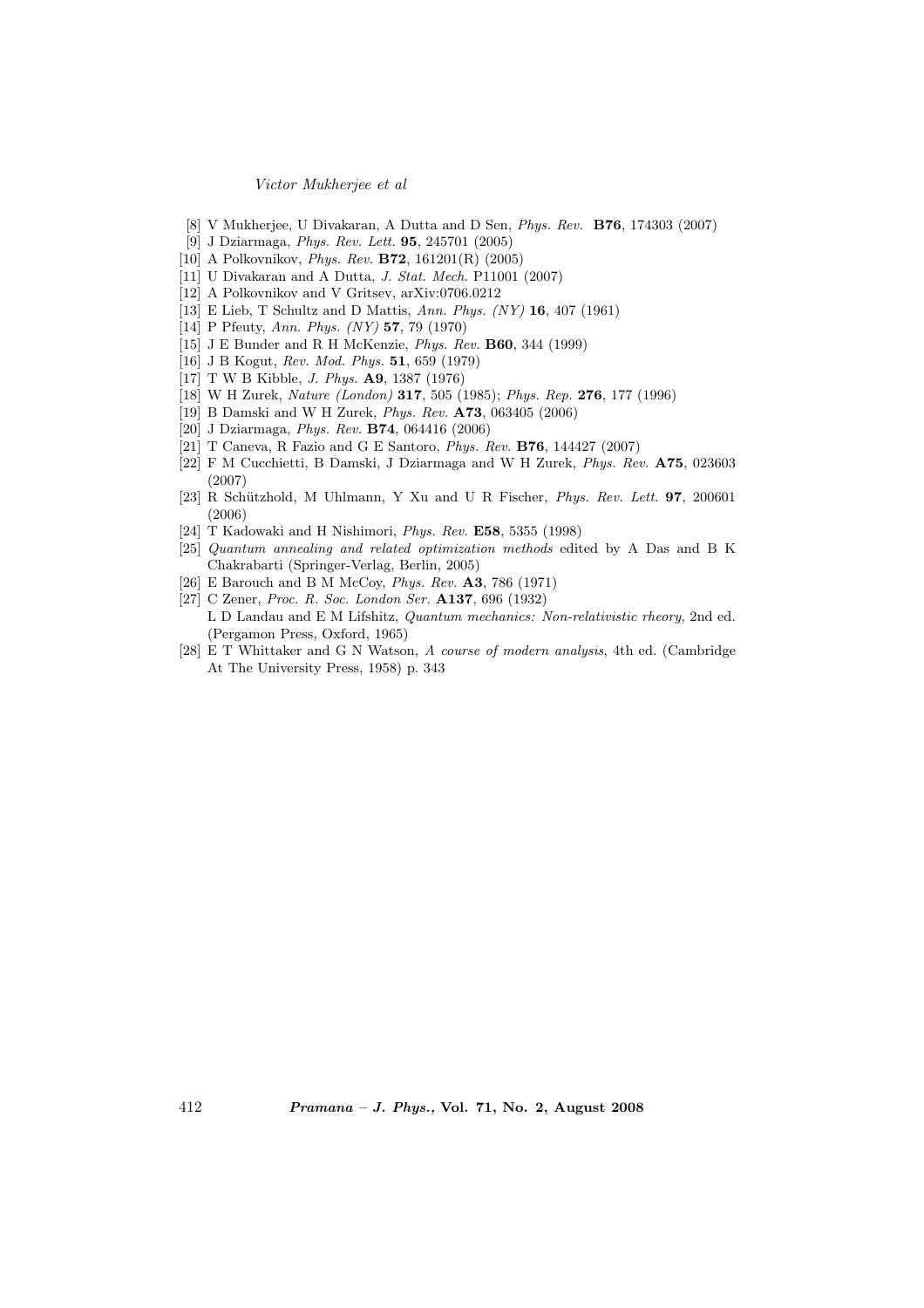[8] V Mukherjee, U Divakaran, A Dutta and D Sen, *Phys. Rev.* **B76**, 174303 (2007)

[9] J Dziarmaga, *Phys. Rev. Lett.* **95**, 245701 (2005)

[10] A Polkovnikov, *Phys. Rev.* **B72**, 161201(R) (2005)

[11] U Divakaran and A Dutta, *J. Stat. Mech.* P11001 (2007)

[12] A Polkovnikov and V Gritsev, arXiv:0706.0212

[13] E Lieb, T Schultz and D Mattis, *Ann. Phys. (NY)* **16**, 407 (1961)

[14] P Pfeuty, *Ann. Phys. (NY)* **57**, 79 (1970)

[15] J E Bunder and R H McKenzie, *Phys. Rev.* **B60**, 344 (1999)

[16] J B Kogut, *Rev. Mod. Phys.* **51**, 659 (1979)

[17] T W B Kibble, *J. Phys.* **A9**, 1387 (1976)

[18] W H Zurek, *Nature (London)* **317**, 505 (1985); *Phys. Rep.* **276**, 177 (1996)

[19] B Damski and W H Zurek, *Phys. Rev.* **A73**, 063405 (2006)

[20] J Dziarmaga, *Phys. Rev.* **B74**, 064416 (2006)

[21] T Caneva, R Fazio and G E Santoro, *Phys. Rev.* **B76**, 144427 (2007)

[22] F M Cucchietti, B Damski, J Dziarmaga and W H Zurek, *Phys. Rev.* **A75**, 023603 (2007)

[23] R Schützhold, M Uhlmann, Y Xu and U R Fischer, *Phys. Rev. Lett.* **97**, 200601 (2006)

[24] T Kadowaki and H Nishimori, *Phys. Rev.* **E58**, 5355 (1998)

[25] *Quantum annealing and related optimization methods* edited by A Das and B K Chakrabarti (Springer-Verlag, Berlin, 2005)

[26] E Barouch and B M McCoy, *Phys. Rev.* **A3**, 786 (1971)

[27] C Zener, *Proc. R. Soc. London Ser.* **A137**, 696 (1932)
L D Landau and E M Lifshitz, *Quantum mechanics: Non-relativistic rheory*, 2nd ed. (Pergamon Press, Oxford, 1965)

[28] E T Whittaker and G N Watson, *A course of modern analysis*, 4th ed. (Cambridge At The University Press, 1958) p. 343